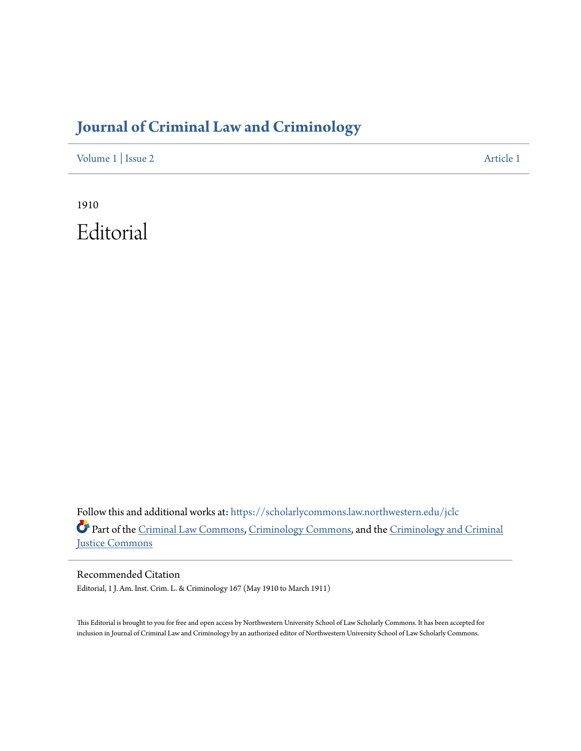# Journal of Criminal Law and Criminology

Volume 1 | Issue 2 Article 1

1910

# Editorial

Follow this and additional works at: https://scholarlycommons.law.northwestern.edu/jclc

Part of the Criminal Law Commons, Criminology Commons, and the Criminology and Criminal Justice Commons

## Recommended Citation

Editorial, 1 J. Am. Inst. Crim. L. & Criminology 167 (May 1910 to March 1911)

This Editorial is brought to you for free and open access by Northwestern University School of Law Scholarly Commons. It has been accepted for inclusion in Journal of Criminal Law and Criminology by an authorized editor of Northwestern University School of Law Scholarly Commons.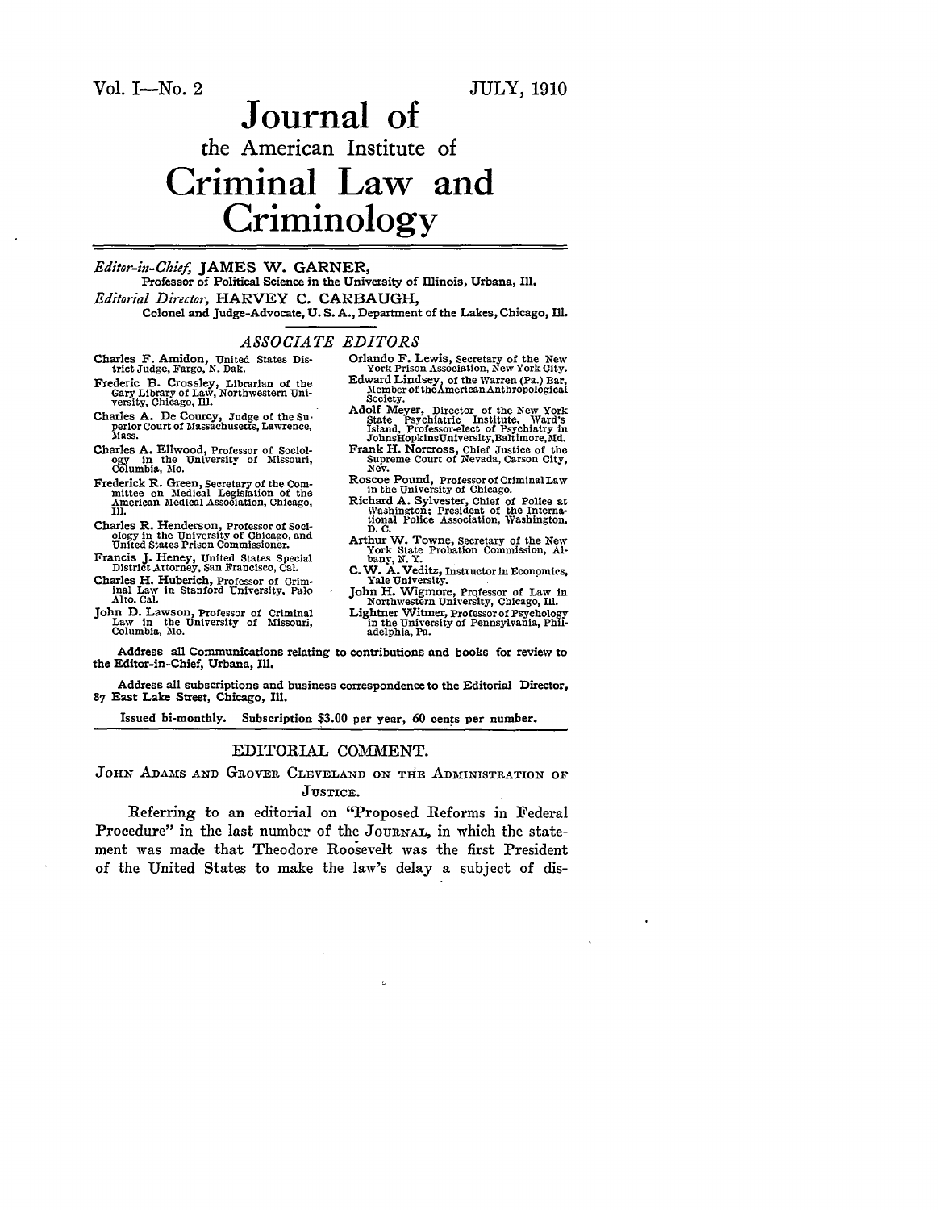Vol. I—No. 2 JULY, 1910

# Journal of the American Institute of Criminal Law and Criminology

*Editor-in-Chief,* **JAMES W. GARNER,**
Professor of Political Science in the University of Illinois, Urbana, Ill.

*Editorial Director,* **HARVEY C. CARBAUGH,**
Colonel and Judge-Advocate, U. S. A., Department of the Lakes, Chicago, Ill.

## *ASSOCIATE EDITORS*

**Charles F. Amidon,** United States District Judge, Fargo, N. Dak.

**Frederic B. Crossley,** Librarian of the Gary Library of Law, Northwestern University, Chicago, Ill.

**Charles A. De Courcy,** Judge of the Superior Court of Massachusetts, Lawrence, Mass.

**Charles A. Ellwood,** Professor of Sociology in the University of Missouri, Columbia, Mo.

**Frederick R. Green,** Secretary of the Committee on Medical Legislation of the American Medical Association, Chicago, Ill.

**Charles R. Henderson,** Professor of Sociology in the University of Chicago, and United States Prison Commissioner.

**Francis J. Heney,** United States Special District Attorney, San Francisco, Cal.

**Charles H. Huberich,** Professor of Criminal Law in Stanford University, Palo Alto, Cal.

**John D. Lawson,** Professor of Criminal Law in the University of Missouri, Columbia, Mo.

**Orlando F. Lewis,** Secretary of the New York Prison Association, New York City.

**Edward Lindsey,** of the Warren (Pa.) Bar, Member of the American Anthropological Society.

**Adolf Meyer,** Director of the New York State Psychiatric Institute, Ward's Island, Professor-elect of Psychiatry in Johns Hopkins University, Baltimore, Md.

**Frank H. Norcross,** Chief Justice of the Supreme Court of Nevada, Carson City, Nev.

**Roscoe Pound,** Professor of Criminal Law in the University of Chicago.

**Richard A. Sylvester,** Chief of Police at Washington; President of the International Police Association, Washington, D. C.

**Arthur W. Towne,** Secretary of the New York State Probation Commission, Albany, N. Y.

**C. W. A. Veditz,** Instructor in Economics, Yale University.

**John H. Wigmore,** Professor of Law in Northwestern University, Chicago, Ill.

**Lightner Witmer,** Professor of Psychology in the University of Pennsylvania, Philadelphia, Pa.

Address all Communications relating to contributions and books for review to the Editor-in-Chief, Urbana, Ill.

Address all subscriptions and business correspondence to the Editorial Director, 87 East Lake Street, Chicago, Ill.

Issued bi-monthly. Subscription $3.00 per year, 60 cents per number.

## EDITORIAL COMMENT.

### JOHN ADAMS AND GROVER CLEVELAND ON THE ADMINISTRATION OF JUSTICE.

Referring to an editorial on "Proposed Reforms in Federal Procedure" in the last number of the JOURNAL, in which the statement was made that Theodore Roosevelt was the first President of the United States to make the law's delay a subject of dis-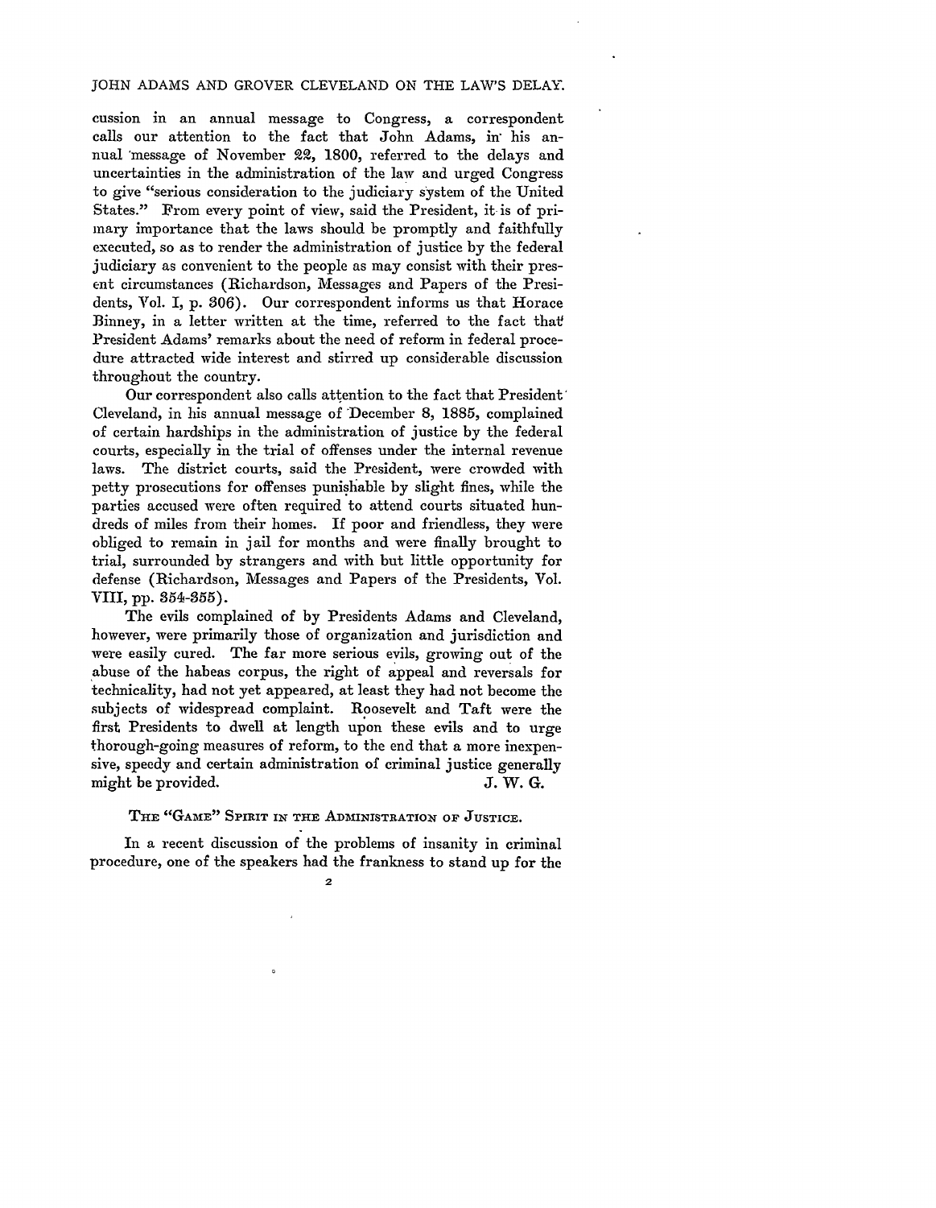cussion in an annual message to Congress, a correspondent calls our attention to the fact that John Adams, in his annual message of November 22, 1800, referred to the delays and uncertainties in the administration of the law and urged Congress to give "serious consideration to the judiciary system of the United States." From every point of view, said the President, it is of primary importance that the laws should be promptly and faithfully executed, so as to render the administration of justice by the federal judiciary as convenient to the people as may consist with their present circumstances (Richardson, Messages and Papers of the Presidents, Vol. I, p. 306). Our correspondent informs us that Horace Binney, in a letter written at the time, referred to the fact that President Adams' remarks about the need of reform in federal procedure attracted wide interest and stirred up considerable discussion throughout the country.

Our correspondent also calls attention to the fact that President Cleveland, in his annual message of December 8, 1885, complained of certain hardships in the administration of justice by the federal courts, especially in the trial of offenses under the internal revenue laws. The district courts, said the President, were crowded with petty prosecutions for offenses punishable by slight fines, while the parties accused were often required to attend courts situated hundreds of miles from their homes. If poor and friendless, they were obliged to remain in jail for months and were finally brought to trial, surrounded by strangers and with but little opportunity for defense (Richardson, Messages and Papers of the Presidents, Vol. VIII, pp. 354-355).

The evils complained of by Presidents Adams and Cleveland, however, were primarily those of organization and jurisdiction and were easily cured. The far more serious evils, growing out of the abuse of the habeas corpus, the right of appeal and reversals for technicality, had not yet appeared, at least they had not become the subjects of widespread complaint. Roosevelt and Taft were the first Presidents to dwell at length upon these evils and to urge thorough-going measures of reform, to the end that a more inexpensive, speedy and certain administration of criminal justice generally might be provided.

J. W. G.

## The "Game" Spirit in the Administration of Justice.

In a recent discussion of the problems of insanity in criminal procedure, one of the speakers had the frankness to stand up for the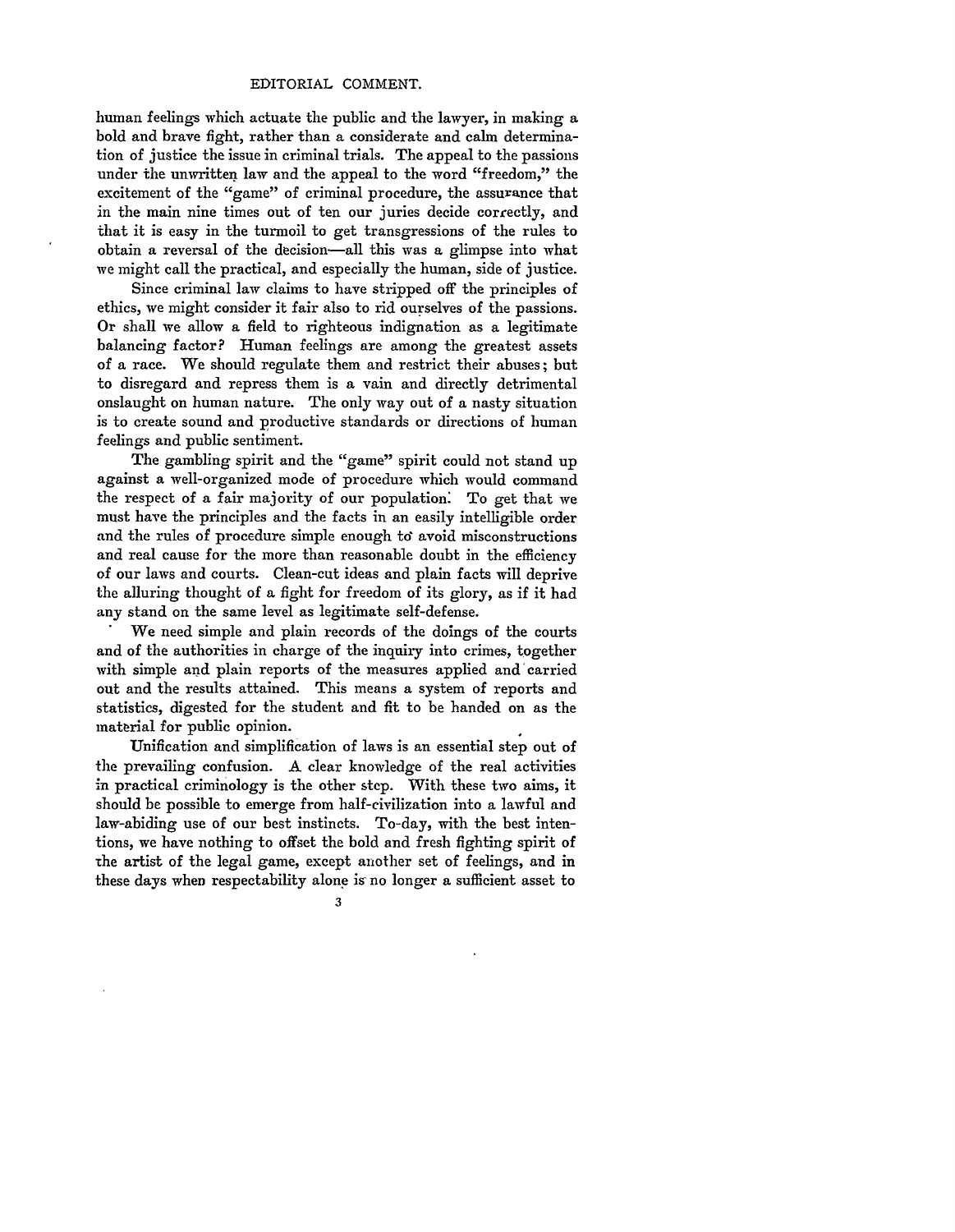human feelings which actuate the public and the lawyer, in making a bold and brave fight, rather than a considerate and calm determination of justice the issue in criminal trials. The appeal to the passions under the unwritten law and the appeal to the word "freedom," the excitement of the "game" of criminal procedure, the assurance that in the main nine times out of ten our juries decide correctly, and that it is easy in the turmoil to get transgressions of the rules to obtain a reversal of the decision—all this was a glimpse into what we might call the practical, and especially the human, side of justice.

Since criminal law claims to have stripped off the principles of ethics, we might consider it fair also to rid ourselves of the passions. Or shall we allow a field to righteous indignation as a legitimate balancing factor? Human feelings are among the greatest assets of a race. We should regulate them and restrict their abuses; but to disregard and repress them is a vain and directly detrimental onslaught on human nature. The only way out of a nasty situation is to create sound and productive standards or directions of human feelings and public sentiment.

The gambling spirit and the "game" spirit could not stand up against a well-organized mode of procedure which would command the respect of a fair majority of our population. To get that we must have the principles and the facts in an easily intelligible order and the rules of procedure simple enough to avoid misconstructions and real cause for the more than reasonable doubt in the efficiency of our laws and courts. Clean-cut ideas and plain facts will deprive the alluring thought of a fight for freedom of its glory, as if it had any stand on the same level as legitimate self-defense.

We need simple and plain records of the doings of the courts and of the authorities in charge of the inquiry into crimes, together with simple and plain reports of the measures applied and carried out and the results attained. This means a system of reports and statistics, digested for the student and fit to be handed on as the material for public opinion.

Unification and simplification of laws is an essential step out of the prevailing confusion. A clear knowledge of the real activities in practical criminology is the other step. With these two aims, it should be possible to emerge from half-civilization into a lawful and law-abiding use of our best instincts. To-day, with the best intentions, we have nothing to offset the bold and fresh fighting spirit of the artist of the legal game, except another set of feelings, and in these days when respectability alone is no longer a sufficient asset to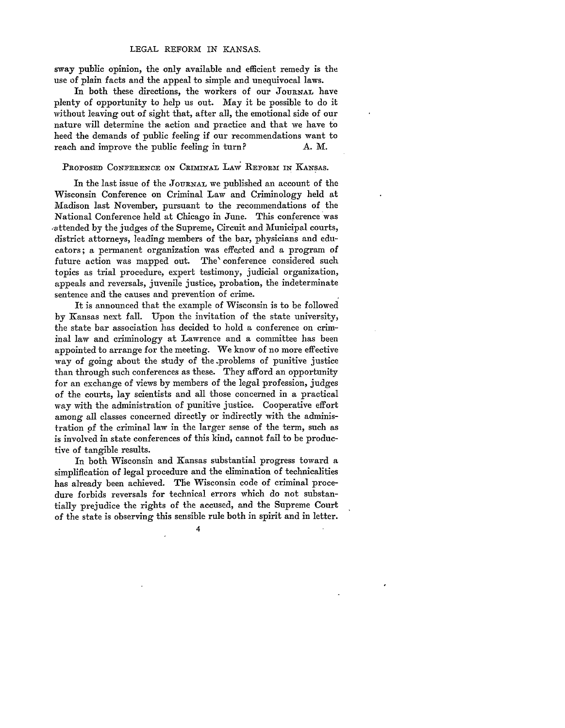sway public opinion, the only available and efficient remedy is the use of plain facts and the appeal to simple and unequivocal laws.

In both these directions, the workers of our JOURNAL have plenty of opportunity to help us out. May it be possible to do it without leaving out of sight that, after all, the emotional side of our nature will determine the action and practice and that we have to heed the demands of public feeling if our recommendations want to reach and improve the public feeling in turn? A. M.

## PROPOSED CONFERENCE ON CRIMINAL LAW REFORM IN KANSAS.

In the last issue of the JOURNAL we published an account of the Wisconsin Conference on Criminal Law and Criminology held at Madison last November, pursuant to the recommendations of the National Conference held at Chicago in June. This conference was attended by the judges of the Supreme, Circuit and Municipal courts, district attorneys, leading members of the bar, physicians and educators; a permanent organization was effected and a program of future action was mapped out. The conference considered such topics as trial procedure, expert testimony, judicial organization, appeals and reversals, juvenile justice, probation, the indeterminate sentence and the causes and prevention of crime.

It is announced that the example of Wisconsin is to be followed by Kansas next fall. Upon the invitation of the state university, the state bar association has decided to hold a conference on criminal law and criminology at Lawrence and a committee has been appointed to arrange for the meeting. We know of no more effective way of going about the study of the problems of punitive justice than through such conferences as these. They afford an opportunity for an exchange of views by members of the legal profession, judges of the courts, lay scientists and all those concerned in a practical way with the administration of punitive justice. Cooperative effort among all classes concerned directly or indirectly with the administration of the criminal law in the larger sense of the term, such as is involved in state conferences of this kind, cannot fail to be productive of tangible results.

In both Wisconsin and Kansas substantial progress toward a simplification of legal procedure and the elimination of technicalities has already been achieved. The Wisconsin code of criminal procedure forbids reversals for technical errors which do not substantially prejudice the rights of the accused, and the Supreme Court of the state is observing this sensible rule both in spirit and in letter.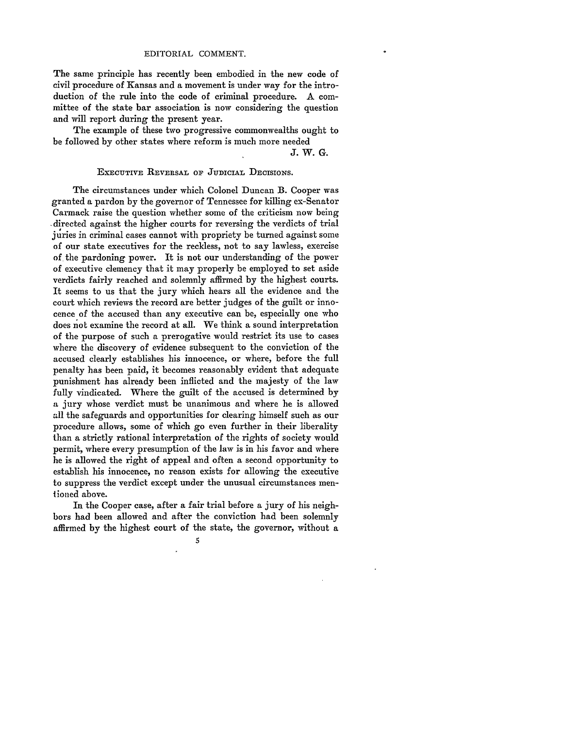The same principle has recently been embodied in the new code of civil procedure of Kansas and a movement is under way for the introduction of the rule into the code of criminal procedure. A committee of the state bar association is now considering the question and will report during the present year.

The example of these two progressive commonwealths ought to be followed by other states where reform is much more needed

J. W. G.

## Executive Reversal of Judicial Decisions.

The circumstances under which Colonel Duncan B. Cooper was granted a pardon by the governor of Tennessee for killing ex-Senator Carmack raise the question whether some of the criticism now being directed against the higher courts for reversing the verdicts of trial juries in criminal cases cannot with propriety be turned against some of our state executives for the reckless, not to say lawless, exercise of the pardoning power. It is not our understanding of the power of executive clemency that it may properly be employed to set aside verdicts fairly reached and solemnly affirmed by the highest courts. It seems to us that the jury which hears all the evidence and the court which reviews the record are better judges of the guilt or innocence of the accused than any executive can be, especially one who does not examine the record at all. We think a sound interpretation of the purpose of such a prerogative would restrict its use to cases where the discovery of evidence subsequent to the conviction of the accused clearly establishes his innocence, or where, before the full penalty has been paid, it becomes reasonably evident that adequate punishment has already been inflicted and the majesty of the law fully vindicated. Where the guilt of the accused is determined by a jury whose verdict must be unanimous and where he is allowed all the safeguards and opportunities for clearing himself such as our procedure allows, some of which go even further in their liberality than a strictly rational interpretation of the rights of society would permit, where every presumption of the law is in his favor and where he is allowed the right of appeal and often a second opportunity to establish his innocence, no reason exists for allowing the executive to suppress the verdict except under the unusual circumstances mentioned above.

In the Cooper case, after a fair trial before a jury of his neighbors had been allowed and after the conviction had been solemnly affirmed by the highest court of the state, the governor, without a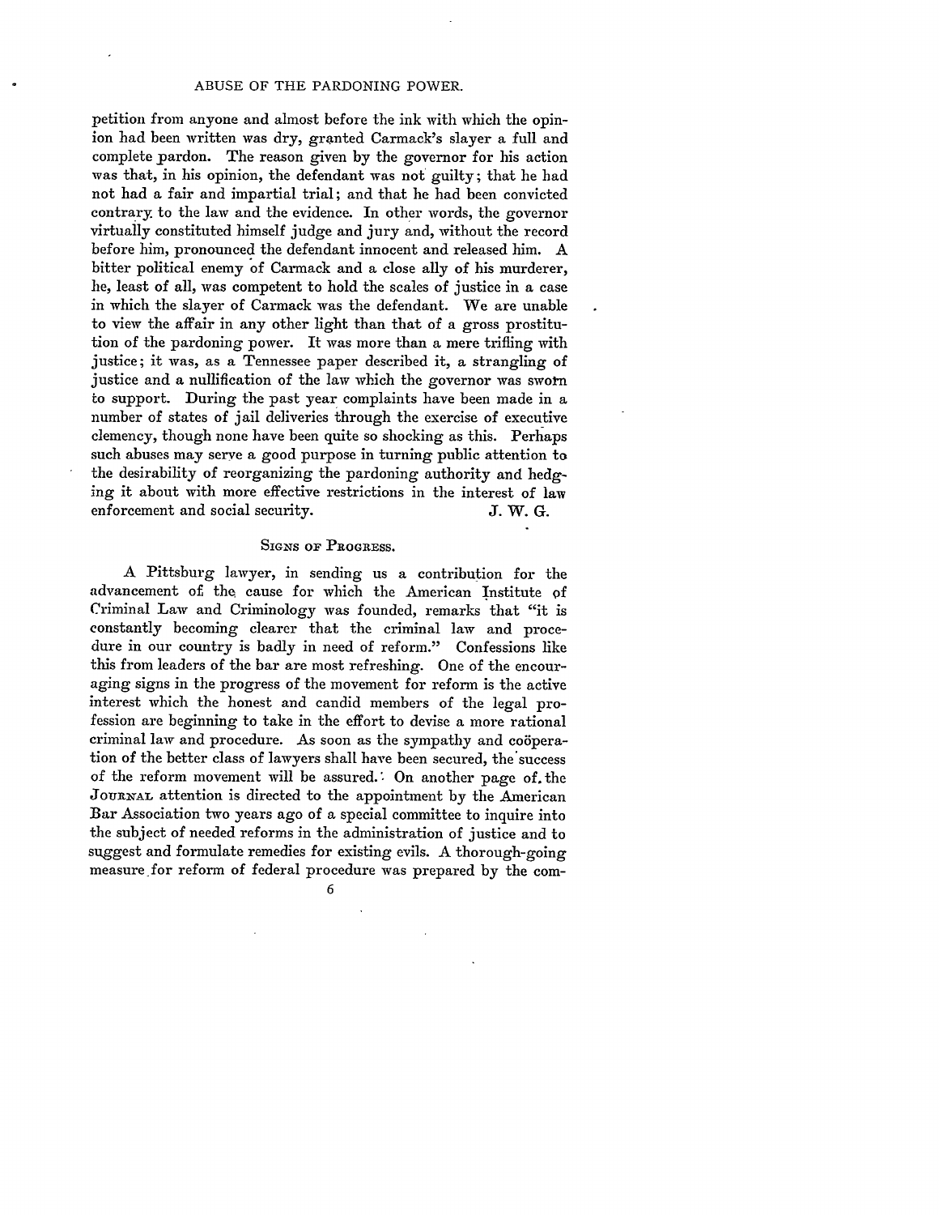petition from anyone and almost before the ink with which the opinion had been written was dry, granted Carmack's slayer a full and complete pardon. The reason given by the governor for his action was that, in his opinion, the defendant was not guilty; that he had not had a fair and impartial trial; and that he had been convicted contrary to the law and the evidence. In other words, the governor virtually constituted himself judge and jury and, without the record before him, pronounced the defendant innocent and released him. A bitter political enemy of Carmack and a close ally of his murderer, he, least of all, was competent to hold the scales of justice in a case in which the slayer of Carmack was the defendant. We are unable to view the affair in any other light than that of a gross prostitution of the pardoning power. It was more than a mere trifling with justice; it was, as a Tennessee paper described it, a strangling of justice and a nullification of the law which the governor was sworn to support. During the past year complaints have been made in a number of states of jail deliveries through the exercise of executive clemency, though none have been quite so shocking as this. Perhaps such abuses may serve a good purpose in turning public attention to the desirability of reorganizing the pardoning authority and hedging it about with more effective restrictions in the interest of law enforcement and social security.

J. W. G.

## Signs of Progress.

A Pittsburg lawyer, in sending us a contribution for the advancement of the cause for which the American Institute of Criminal Law and Criminology was founded, remarks that "it is constantly becoming clearer that the criminal law and procedure in our country is badly in need of reform." Confessions like this from leaders of the bar are most refreshing. One of the encouraging signs in the progress of the movement for reform is the active interest which the honest and candid members of the legal profession are beginning to take in the effort to devise a more rational criminal law and procedure. As soon as the sympathy and coöperation of the better class of lawyers shall have been secured, the success of the reform movement will be assured. On another page of the JOURNAL attention is directed to the appointment by the American Bar Association two years ago of a special committee to inquire into the subject of needed reforms in the administration of justice and to suggest and formulate remedies for existing evils. A thorough-going measure for reform of federal procedure was prepared by the com-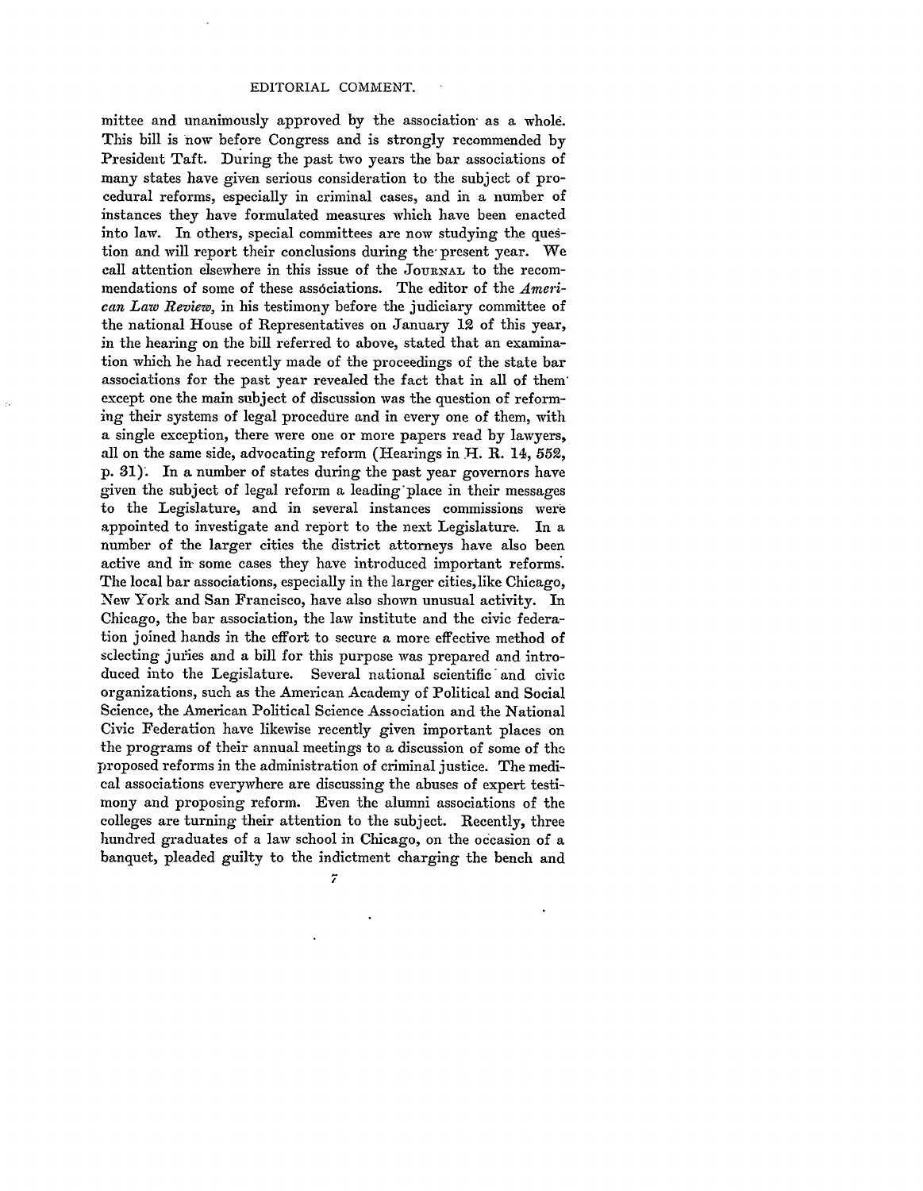mittee and unanimously approved by the association as a whole. This bill is now before Congress and is strongly recommended by President Taft. During the past two years the bar associations of many states have given serious consideration to the subject of procedural reforms, especially in criminal cases, and in a number of instances they have formulated measures which have been enacted into law. In others, special committees are now studying the question and will report their conclusions during the present year. We call attention elsewhere in this issue of the JOURNAL to the recommendations of some of these associations. The editor of the *American Law Review*, in his testimony before the judiciary committee of the national House of Representatives on January 12 of this year, in the hearing on the bill referred to above, stated that an examination which he had recently made of the proceedings of the state bar associations for the past year revealed the fact that in all of them except one the main subject of discussion was the question of reforming their systems of legal procedure and in every one of them, with a single exception, there were one or more papers read by lawyers, all on the same side, advocating reform (Hearings in H. R. 14, 552, p. 31). In a number of states during the past year governors have given the subject of legal reform a leading place in their messages to the Legislature, and in several instances commissions were appointed to investigate and report to the next Legislature. In a number of the larger cities the district attorneys have also been active and in some cases they have introduced important reforms. The local bar associations, especially in the larger cities, like Chicago, New York and San Francisco, have also shown unusual activity. In Chicago, the bar association, the law institute and the civic federation joined hands in the effort to secure a more effective method of selecting juries and a bill for this purpose was prepared and introduced into the Legislature. Several national scientific and civic organizations, such as the American Academy of Political and Social Science, the American Political Science Association and the National Civic Federation have likewise recently given important places on the programs of their annual meetings to a discussion of some of the proposed reforms in the administration of criminal justice. The medical associations everywhere are discussing the abuses of expert testimony and proposing reform. Even the alumni associations of the colleges are turning their attention to the subject. Recently, three hundred graduates of a law school in Chicago, on the occasion of a banquet, pleaded guilty to the indictment charging the bench and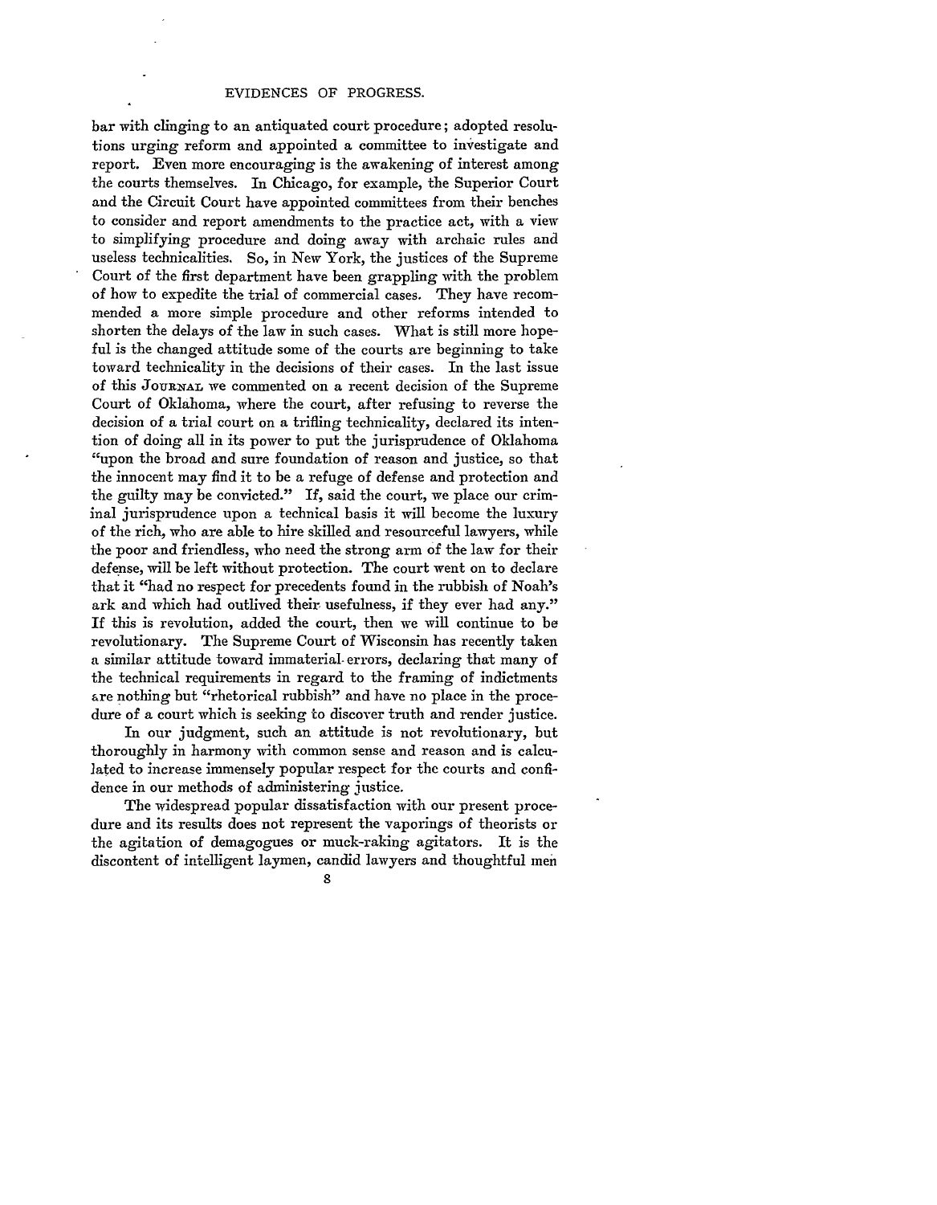bar with clinging to an antiquated court procedure; adopted resolutions urging reform and appointed a committee to investigate and report. Even more encouraging is the awakening of interest among the courts themselves. In Chicago, for example, the Superior Court and the Circuit Court have appointed committees from their benches to consider and report amendments to the practice act, with a view to simplifying procedure and doing away with archaic rules and useless technicalities. So, in New York, the justices of the Supreme Court of the first department have been grappling with the problem of how to expedite the trial of commercial cases. They have recommended a more simple procedure and other reforms intended to shorten the delays of the law in such cases. What is still more hopeful is the changed attitude some of the courts are beginning to take toward technicality in the decisions of their cases. In the last issue of this JOURNAL we commented on a recent decision of the Supreme Court of Oklahoma, where the court, after refusing to reverse the decision of a trial court on a trifling technicality, declared its intention of doing all in its power to put the jurisprudence of Oklahoma "upon the broad and sure foundation of reason and justice, so that the innocent may find it to be a refuge of defense and protection and the guilty may be convicted." If, said the court, we place our criminal jurisprudence upon a technical basis it will become the luxury of the rich, who are able to hire skilled and resourceful lawyers, while the poor and friendless, who need the strong arm of the law for their defense, will be left without protection. The court went on to declare that it "had no respect for precedents found in the rubbish of Noah's ark and which had outlived their usefulness, if they ever had any." If this is revolution, added the court, then we will continue to be revolutionary. The Supreme Court of Wisconsin has recently taken a similar attitude toward immaterial errors, declaring that many of the technical requirements in regard to the framing of indictments are nothing but "rhetorical rubbish" and have no place in the procedure of a court which is seeking to discover truth and render justice.

In our judgment, such an attitude is not revolutionary, but thoroughly in harmony with common sense and reason and is calculated to increase immensely popular respect for the courts and confidence in our methods of administering justice.

The widespread popular dissatisfaction with our present procedure and its results does not represent the vaporings of theorists or the agitation of demagogues or muck-raking agitators. It is the discontent of intelligent laymen, candid lawyers and thoughtful men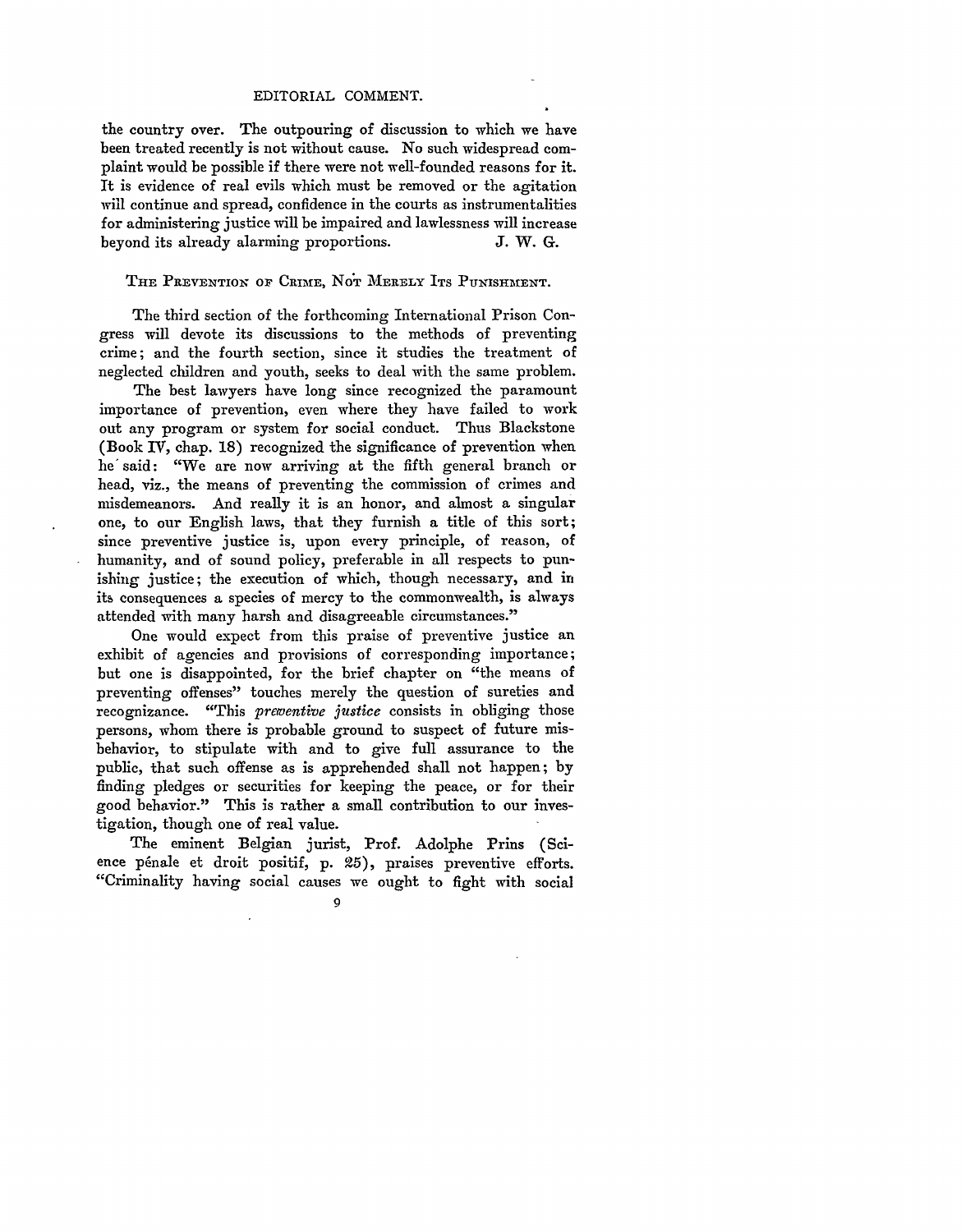the country over. The outpouring of discussion to which we have been treated recently is not without cause. No such widespread complaint would be possible if there were not well-founded reasons for it. It is evidence of real evils which must be removed or the agitation will continue and spread, confidence in the courts as instrumentalities for administering justice will be impaired and lawlessness will increase beyond its already alarming proportions. J. W. G.

## The Prevention of Crime, Not Merely Its Punishment.

The third section of the forthcoming International Prison Congress will devote its discussions to the methods of preventing crime; and the fourth section, since it studies the treatment of neglected children and youth, seeks to deal with the same problem.

The best lawyers have long since recognized the paramount importance of prevention, even where they have failed to work out any program or system for social conduct. Thus Blackstone (Book IV, chap. 18) recognized the significance of prevention when he said: "We are now arriving at the fifth general branch or head, viz., the means of preventing the commission of crimes and misdemeanors. And really it is an honor, and almost a singular one, to our English laws, that they furnish a title of this sort; since preventive justice is, upon every principle, of reason, of humanity, and of sound policy, preferable in all respects to punishing justice; the execution of which, though necessary, and in its consequences a species of mercy to the commonwealth, is always attended with many harsh and disagreeable circumstances."

One would expect from this praise of preventive justice an exhibit of agencies and provisions of corresponding importance; but one is disappointed, for the brief chapter on "the means of preventing offenses" touches merely the question of sureties and recognizance. "This *preventive justice* consists in obliging those persons, whom there is probable ground to suspect of future misbehavior, to stipulate with and to give full assurance to the public, that such offense as is apprehended shall not happen; by finding pledges or securities for keeping the peace, or for their good behavior." This is rather a small contribution to our investigation, though one of real value.

The eminent Belgian jurist, Prof. Adolphe Prins (Science pénale et droit positif, p. 25), praises preventive efforts. "Criminality having social causes we ought to fight with social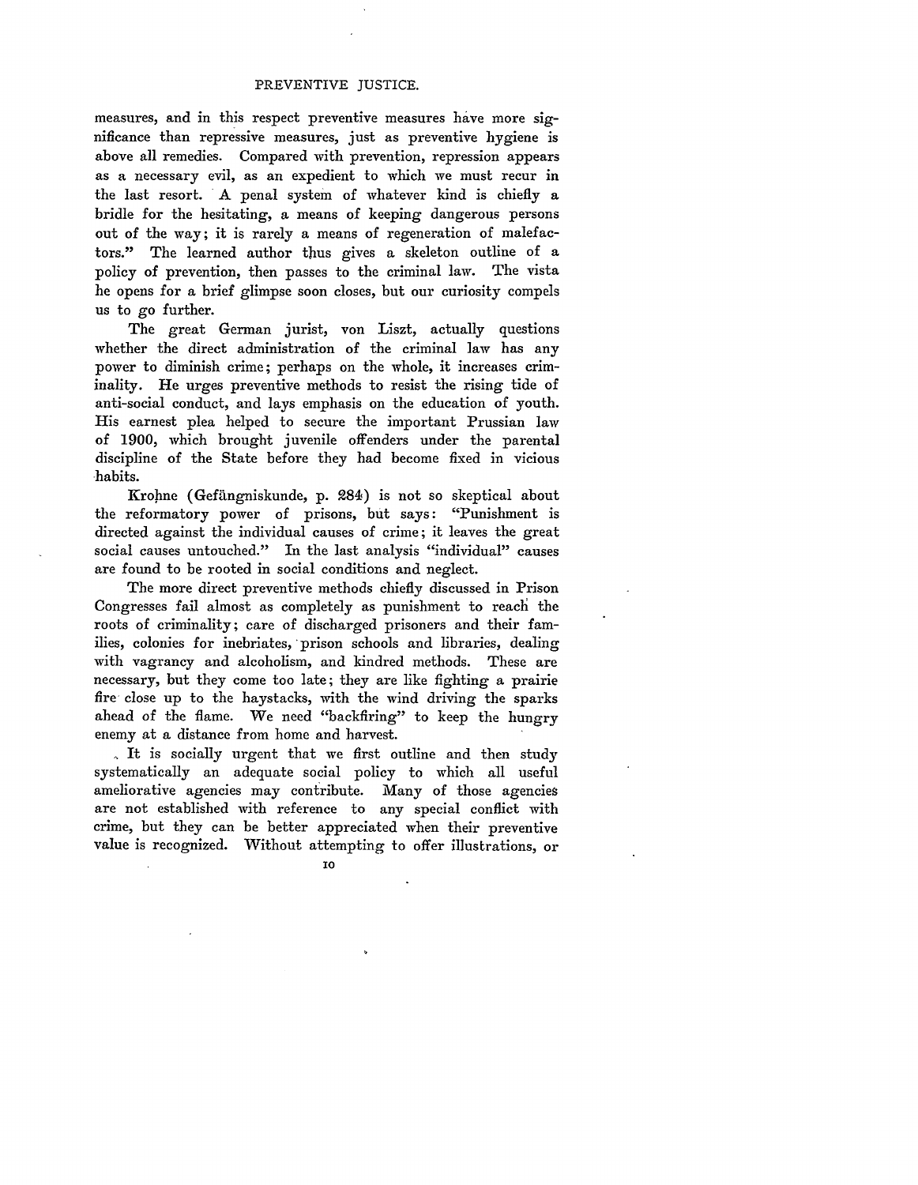measures, and in this respect preventive measures have more significance than repressive measures, just as preventive hygiene is above all remedies. Compared with prevention, repression appears as a necessary evil, as an expedient to which we must recur in the last resort. A penal system of whatever kind is chiefly a bridle for the hesitating, a means of keeping dangerous persons out of the way; it is rarely a means of regeneration of malefactors." The learned author thus gives a skeleton outline of a policy of prevention, then passes to the criminal law. The vista he opens for a brief glimpse soon closes, but our curiosity compels us to go further.

The great German jurist, von Liszt, actually questions whether the direct administration of the criminal law has any power to diminish crime; perhaps on the whole, it increases criminality. He urges preventive methods to resist the rising tide of anti-social conduct, and lays emphasis on the education of youth. His earnest plea helped to secure the important Prussian law of 1900, which brought juvenile offenders under the parental discipline of the State before they had become fixed in vicious habits.

Krohne (Gefängniskunde, p. 284) is not so skeptical about the reformatory power of prisons, but says: "Punishment is directed against the individual causes of crime; it leaves the great social causes untouched." In the last analysis "individual" causes are found to be rooted in social conditions and neglect.

The more direct preventive methods chiefly discussed in Prison Congresses fail almost as completely as punishment to reach the roots of criminality; care of discharged prisoners and their families, colonies for inebriates, prison schools and libraries, dealing with vagrancy and alcoholism, and kindred methods. These are necessary, but they come too late; they are like fighting a prairie fire close up to the haystacks, with the wind driving the sparks ahead of the flame. We need "backfiring" to keep the hungry enemy at a distance from home and harvest.

It is socially urgent that we first outline and then study systematically an adequate social policy to which all useful ameliorative agencies may contribute. Many of those agencies are not established with reference to any special conflict with crime, but they can be better appreciated when their preventive value is recognized. Without attempting to offer illustrations, or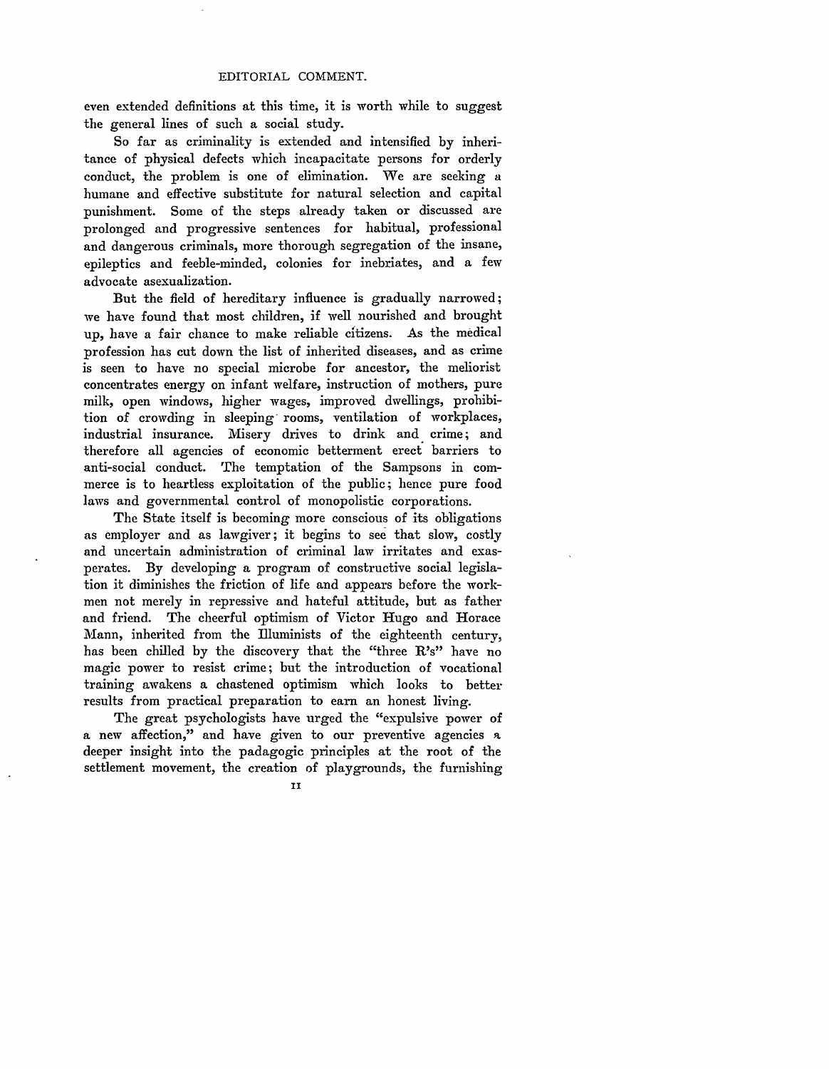even extended definitions at this time, it is worth while to suggest the general lines of such a social study.

So far as criminality is extended and intensified by inheritance of physical defects which incapacitate persons for orderly conduct, the problem is one of elimination. We are seeking a humane and effective substitute for natural selection and capital punishment. Some of the steps already taken or discussed are prolonged and progressive sentences for habitual, professional and dangerous criminals, more thorough segregation of the insane, epileptics and feeble-minded, colonies for inebriates, and a few advocate asexualization.

But the field of hereditary influence is gradually narrowed; we have found that most children, if well nourished and brought up, have a fair chance to make reliable citizens. As the medical profession has cut down the list of inherited diseases, and as crime is seen to have no special microbe for ancestor, the meliorist concentrates energy on infant welfare, instruction of mothers, pure milk, open windows, higher wages, improved dwellings, prohibition of crowding in sleeping rooms, ventilation of workplaces, industrial insurance. Misery drives to drink and crime; and therefore all agencies of economic betterment erect barriers to anti-social conduct. The temptation of the Sampsons in commerce is to heartless exploitation of the public; hence pure food laws and governmental control of monopolistic corporations.

The State itself is becoming more conscious of its obligations as employer and as lawgiver; it begins to see that slow, costly and uncertain administration of criminal law irritates and exasperates. By developing a program of constructive social legislation it diminishes the friction of life and appears before the workmen not merely in repressive and hateful attitude, but as father and friend. The cheerful optimism of Victor Hugo and Horace Mann, inherited from the Illuminists of the eighteenth century, has been chilled by the discovery that the "three R's" have no magic power to resist crime; but the introduction of vocational training awakens a chastened optimism which looks to better results from practical preparation to earn an honest living.

The great psychologists have urged the "expulsive power of a new affection," and have given to our preventive agencies a deeper insight into the padagogic principles at the root of the settlement movement, the creation of playgrounds, the furnishing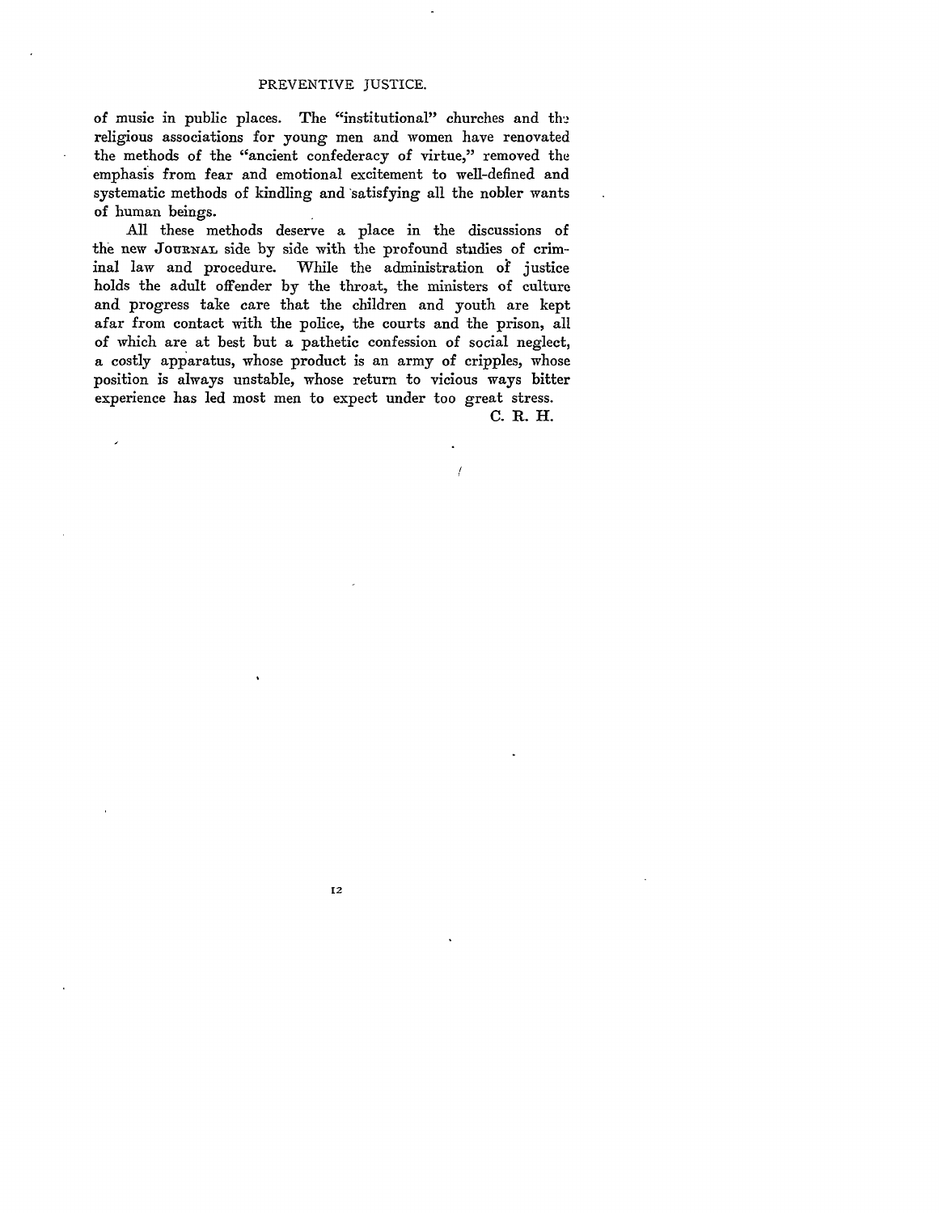of music in public places. The "institutional" churches and the religious associations for young men and women have renovated the methods of the "ancient confederacy of virtue," removed the emphasis from fear and emotional excitement to well-defined and systematic methods of kindling and satisfying all the nobler wants of human beings.

All these methods deserve a place in the discussions of the new JOURNAL side by side with the profound studies of criminal law and procedure. While the administration of justice holds the adult offender by the throat, the ministers of culture and progress take care that the children and youth are kept afar from contact with the police, the courts and the prison, all of which are at best but a pathetic confession of social neglect, a costly apparatus, whose product is an army of cripples, whose position is always unstable, whose return to vicious ways bitter experience has led most men to expect under too great stress.

C. R. H.